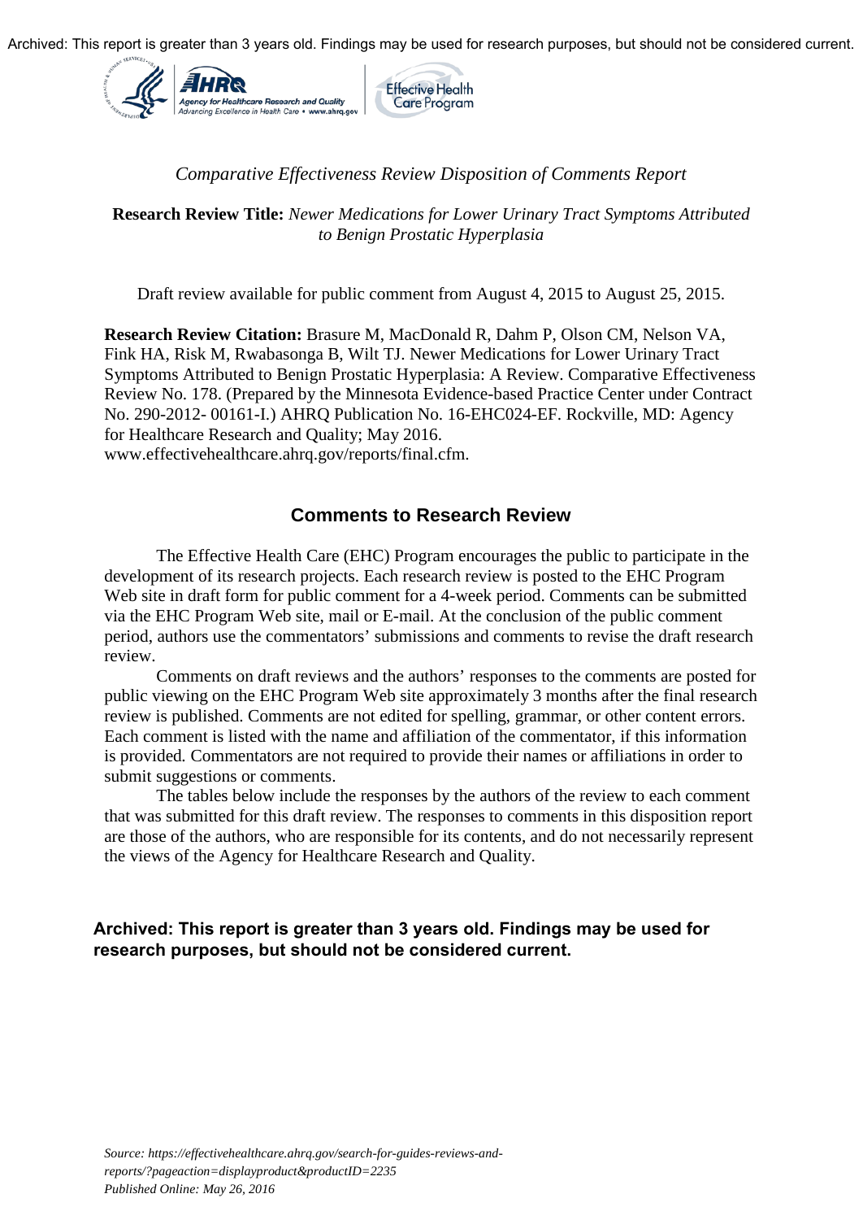Archived: This report is greater than 3 years old. Findings may be used for research purposes, but should not be considered current.

*Comparative Effectiveness Review Disposition of Comments Report*

**Research Review Title:** *Newer Medications for Lower Urinary Tract Symptoms Attributed to Benign Prostatic Hyperplasia*

Draft review available for public comment from August 4, 2015 to August 25, 2015.

**Research Review Citation:** Brasure M, MacDonald R, Dahm P, Olson CM, Nelson VA, Fink HA, Risk M, Rwabasonga B, Wilt TJ. Newer Medications for Lower Urinary Tract Symptoms Attributed to Benign Prostatic Hyperplasia: A Review. Comparative Effectiveness Review No. 178. (Prepared by the Minnesota Evidence-based Practice Center under Contract No. 290-2012- 00161-I.) AHRQ Publication No. 16-EHC024-EF. Rockville, MD: Agency for Healthcare Research and Quality; May 2016. www.effectivehealthcare.ahrq.gov/reports/final.cfm.

## Comments to Research Review

The Effective Health Care (EHC) Program encourages the public to participate in the development of its research projects. Each research review is posted to the EHC Program Web site in draft form for public comment for a 4-week period. Comments can be submitted via the EHC Program Web site, mail or E-mail. At the conclusion of the public comment period, authors use the commentators' submissions and comments to revise the draft research review.

Comments on draft reviews and the authors' responses to the comments are posted for public viewing on the EHC Program Web site approximately 3 months after the final research review is published. Comments are not edited for spelling, grammar, or other content errors. Each comment is listed with the name and affiliation of the commentator, if this information is provided. Commentators are not required to provide their names or affiliations in order to submit suggestions or comments.

The tables below include the responses by the authors of the review to each comment that was submitted for this draft review. The responses to comments in this disposition report are those of the authors, who are responsible for its contents, and do not necessarily represent the views of the Agency for Healthcare Research and Quality.

**Archived: This report is greater than 3 years old. Findings may be used for research purposes, but should not be considered current.**

*Source: https://effectivehealthcare.ahrq.gov/search-for-guides-reviews-and-reports/?pageaction=displayproduct&productID=2235*
*Published Online: May 26, 2016*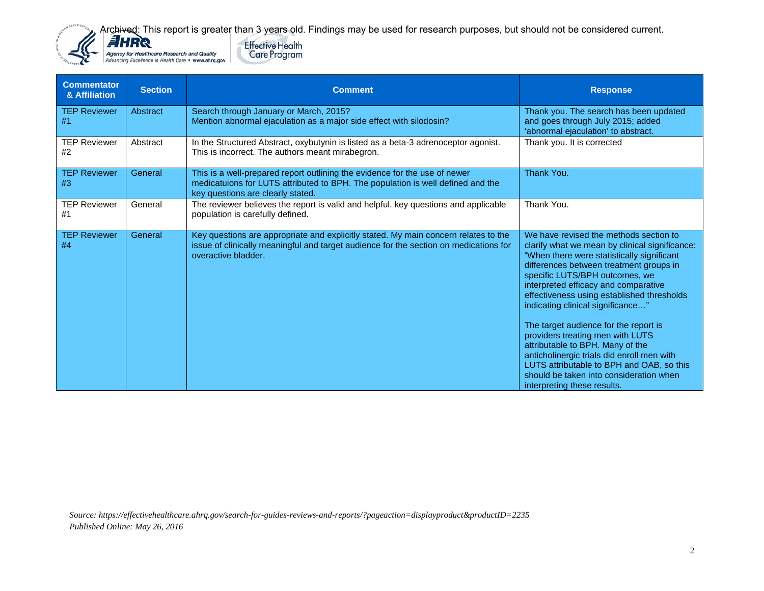| Commentator & Affiliation | Section | Comment | Response |
|---|---|---|---|
| TEP Reviewer #1 | Abstract | Search through January or March, 2015? Mention abnormal ejaculation as a major side effect with silodosin? | Thank you. The search has been updated and goes through July 2015; added 'abnormal ejaculation' to abstract. |
| TEP Reviewer #2 | Abstract | In the Structured Abstract, oxybutynin is listed as a beta-3 adrenoceptor agonist. This is incorrect. The authors meant mirabegron. | Thank you. It is corrected |
| TEP Reviewer #3 | General | This is a well-prepared report outlining the evidence for the use of newer medicatuions for LUTS attributed to BPH. The population is well defined and the key questions are clearly stated. | Thank You. |
| TEP Reviewer #1 | General | The reviewer believes the report is valid and helpful. key questions and applicable population is carefully defined. | Thank You. |
| TEP Reviewer #4 | General | Key questions are appropriate and explicitly stated. My main concern relates to the issue of clinically meaningful and target audience for the section on medications for overactive bladder. | We have revised the methods section to clarify what we mean by clinical significance: "When there were statistically significant differences between treatment groups in specific LUTS/BPH outcomes, we interpreted efficacy and comparative effectiveness using established thresholds indicating clinical significance…" <br><br> The target audience for the report is providers treating men with LUTS attributable to BPH. Many of the anticholinergic trials did enroll men with LUTS attributable to BPH and OAB, so this should be taken into consideration when interpreting these results. |

*Source: https://effectivehealthcare.ahrq.gov/search-for-guides-reviews-and-reports/?pageaction=displayproduct&productID=2235*
*Published Online: May 26, 2016*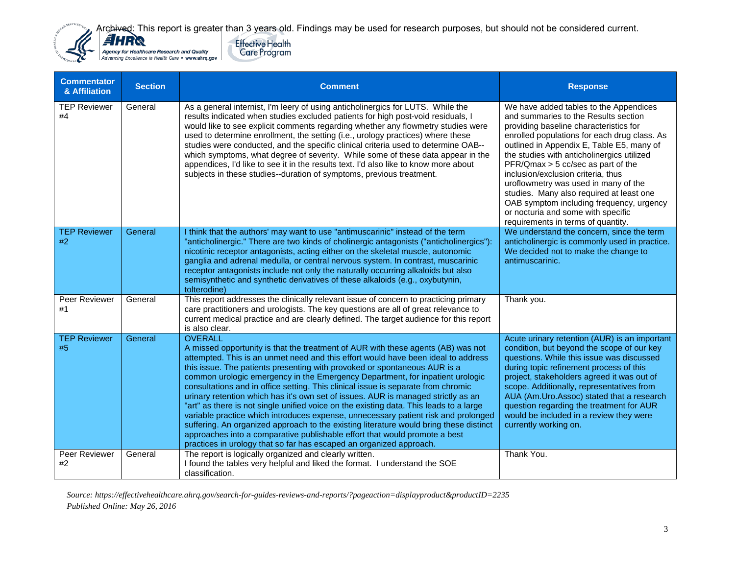Archived: This report is greater than 3 years old. Findings may be used for research purposes, but should not be considered current.

| Commentator & Affiliation | Section | Comment | Response |
|---|---|---|---|
| TEP Reviewer #4 | General | As a general internist, I'm leery of using anticholinergics for LUTS. While the results indicated when studies excluded patients for high post-void residuals, I would like to see explicit comments regarding whether any flowmetry studies were used to determine enrollment, the setting (i.e., urology practices) where these studies were conducted, and the specific clinical criteria used to determine OAB--which symptoms, what degree of severity. While some of these data appear in the appendices, I'd like to see it in the results text. I'd also like to know more about subjects in these studies--duration of symptoms, previous treatment. | We have added tables to the Appendices and summaries to the Results section providing baseline characteristics for enrolled populations for each drug class. As outlined in Appendix E, Table E5, many of the studies with anticholinergics utilized PFR/Qmax > 5 cc/sec as part of the inclusion/exclusion criteria, thus uroflowmetry was used in many of the studies. Many also required at least one OAB symptom including frequency, urgency or nocturia and some with specific requirements in terms of quantity. |
| TEP Reviewer #2 | General | I think that the authors' may want to use "antimuscarinic" instead of the term "anticholinergic." There are two kinds of cholinergic antagonists ("anticholinergics"): nicotinic receptor antagonists, acting either on the skeletal muscle, autonomic ganglia and adrenal medulla, or central nervous system. In contrast, muscarinic receptor antagonists include not only the naturally occurring alkaloids but also semisynthetic and synthetic derivatives of these alkaloids (e.g., oxybutynin, tolterodine) | We understand the concern, since the term anticholinergic is commonly used in practice. We decided not to make the change to antimuscarinic. |
| Peer Reviewer #1 | General | This report addresses the clinically relevant issue of concern to practicing primary care practitioners and urologists. The key questions are all of great relevance to current medical practice and are clearly defined. The target audience for this report is also clear. | Thank you. |
| TEP Reviewer #5 | General | OVERALL<br>A missed opportunity is that the treatment of AUR with these agents (AB) was not attempted. This is an unmet need and this effort would have been ideal to address this issue. The patients presenting with provoked or spontaneous AUR is a common urologic emergency in the Emergency Department, for inpatient urologic consultations and in office setting. This clinical issue is separate from chronic urinary retention which has it's own set of issues. AUR is managed strictly as an "art" as there is not single unified voice on the existing data. This leads to a large variable practice which introduces expense, unnecessary patient risk and prolonged suffering. An organized approach to the existing literature would bring these distinct approaches into a comparative publishable effort that would promote a best practices in urology that so far has escaped an organized approach. | Acute urinary retention (AUR) is an important condition, but beyond the scope of our key questions. While this issue was discussed during topic refinement process of this project, stakeholders agreed it was out of scope. Additionally, representatives from AUA (Am.Uro.Assoc) stated that a research question regarding the treatment for AUR would be included in a review they were currently working on. |
| Peer Reviewer #2 | General | The report is logically organized and clearly written.<br>I found the tables very helpful and liked the format. I understand the SOE classification. | Thank You. |

*Source: https://effectivehealthcare.ahrq.gov/search-for-guides-reviews-and-reports/?pageaction=displayproduct&productID=2235*
*Published Online: May 26, 2016*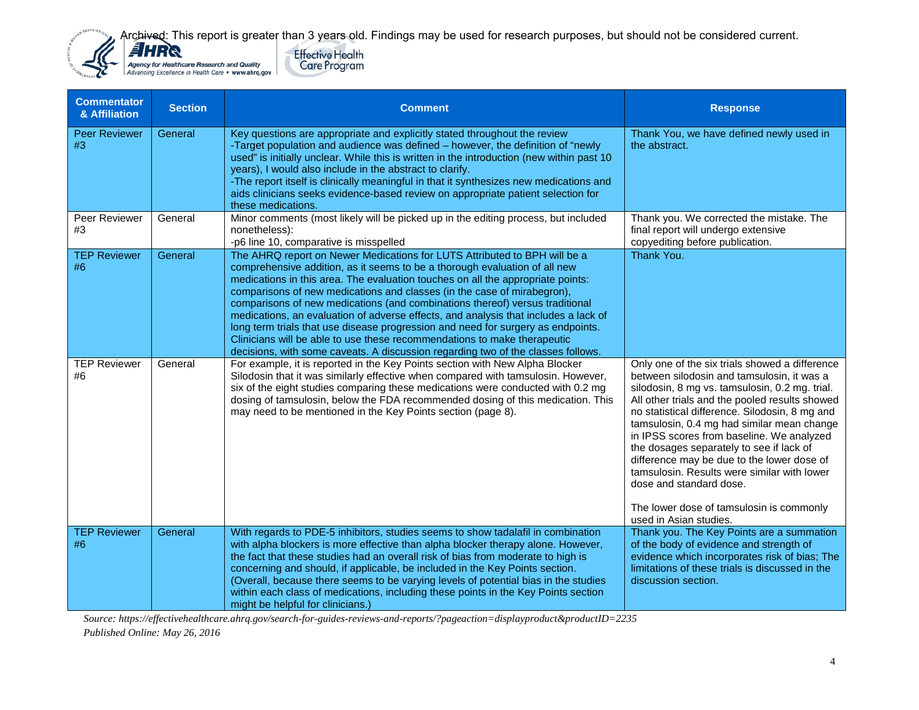Archived: This report is greater than 3 years old. Findings may be used for research purposes, but should not be considered current.

| Commentator & Affiliation | Section | Comment | Response |
|---|---|---|---|
| Peer Reviewer #3 | General | Key questions are appropriate and explicitly stated throughout the review<br>-Target population and audience was defined – however, the definition of "newly used" is initially unclear. While this is written in the introduction (new within past 10 years), I would also include in the abstract to clarify.<br>-The report itself is clinically meaningful in that it synthesizes new medications and aids clinicians seeks evidence-based review on appropriate patient selection for these medications. | Thank You, we have defined newly used in the abstract. |
| Peer Reviewer #3 | General | Minor comments (most likely will be picked up in the editing process, but included nonetheless):<br>-p6 line 10, comparative is misspelled | Thank you. We corrected the mistake. The final report will undergo extensive copyediting before publication. |
| TEP Reviewer #6 | General | The AHRQ report on Newer Medications for LUTS Attributed to BPH will be a comprehensive addition, as it seems to be a thorough evaluation of all new medications in this area. The evaluation touches on all the appropriate points: comparisons of new medications and classes (in the case of mirabegron), comparisons of new medications (and combinations thereof) versus traditional medications, an evaluation of adverse effects, and analysis that includes a lack of long term trials that use disease progression and need for surgery as endpoints. Clinicians will be able to use these recommendations to make therapeutic decisions, with some caveats. A discussion regarding two of the classes follows. | Thank You. |
| TEP Reviewer #6 | General | For example, it is reported in the Key Points section with New Alpha Blocker Silodosin that it was similarly effective when compared with tamsulosin. However, six of the eight studies comparing these medications were conducted with 0.2 mg dosing of tamsulosin, below the FDA recommended dosing of this medication. This may need to be mentioned in the Key Points section (page 8). | Only one of the six trials showed a difference between silodosin and tamsulosin, it was a silodosin, 8 mg vs. tamsulosin, 0.2 mg. trial. All other trials and the pooled results showed no statistical difference. Silodosin, 8 mg and tamsulosin, 0.4 mg had similar mean change in IPSS scores from baseline. We analyzed the dosages separately to see if lack of difference may be due to the lower dose of tamsulosin. Results were similar with lower dose and standard dose.<br><br>The lower dose of tamsulosin is commonly used in Asian studies. |
| TEP Reviewer #6 | General | With regards to PDE-5 inhibitors, studies seems to show tadalafil in combination with alpha blockers is more effective than alpha blocker therapy alone. However, the fact that these studies had an overall risk of bias from moderate to high is concerning and should, if applicable, be included in the Key Points section. (Overall, because there seems to be varying levels of potential bias in the studies within each class of medications, including these points in the Key Points section might be helpful for clinicians.) | Thank you. The Key Points are a summation of the body of evidence and strength of evidence which incorporates risk of bias; The limitations of these trials is discussed in the discussion section. |

*Source: https://effectivehealthcare.ahrq.gov/search-for-guides-reviews-and-reports/?pageaction=displayproduct&productID=2235*
*Published Online: May 26, 2016*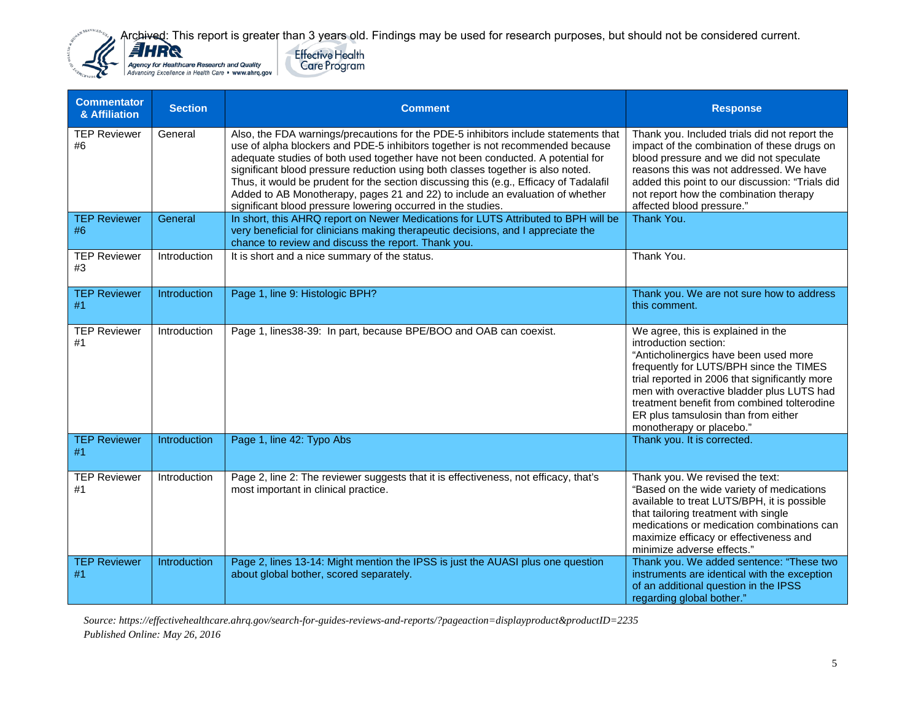| Commentator & Affiliation | Section | Comment | Response |
|---|---|---|---|
| TEP Reviewer #6 | General | Also, the FDA warnings/precautions for the PDE-5 inhibitors include statements that use of alpha blockers and PDE-5 inhibitors together is not recommended because adequate studies of both used together have not been conducted. A potential for significant blood pressure reduction using both classes together is also noted. Thus, it would be prudent for the section discussing this (e.g., Efficacy of Tadalafil Added to AB Monotherapy, pages 21 and 22) to include an evaluation of whether significant blood pressure lowering occurred in the studies. | Thank you. Included trials did not report the impact of the combination of these drugs on blood pressure and we did not speculate reasons this was not addressed. We have added this point to our discussion: "Trials did not report how the combination therapy affected blood pressure." |
| TEP Reviewer #6 | General | In short, this AHRQ report on Newer Medications for LUTS Attributed to BPH will be very beneficial for clinicians making therapeutic decisions, and I appreciate the chance to review and discuss the report. Thank you. | Thank You. |
| TEP Reviewer #3 | Introduction | It is short and a nice summary of the status. | Thank You. |
| TEP Reviewer #1 | Introduction | Page 1, line 9: Histologic BPH? | Thank you. We are not sure how to address this comment. |
| TEP Reviewer #1 | Introduction | Page 1, lines38-39: In part, because BPE/BOO and OAB can coexist. | We agree, this is explained in the introduction section: "Anticholinergics have been used more frequently for LUTS/BPH since the TIMES trial reported in 2006 that significantly more men with overactive bladder plus LUTS had treatment benefit from combined tolterodine ER plus tamsulosin than from either monotherapy or placebo." |
| TEP Reviewer #1 | Introduction | Page 1, line 42: Typo Abs | Thank you. It is corrected. |
| TEP Reviewer #1 | Introduction | Page 2, line 2: The reviewer suggests that it is effectiveness, not efficacy, that's most important in clinical practice. | Thank you. We revised the text: "Based on the wide variety of medications available to treat LUTS/BPH, it is possible that tailoring treatment with single medications or medication combinations can maximize efficacy or effectiveness and minimize adverse effects." |
| TEP Reviewer #1 | Introduction | Page 2, lines 13-14: Might mention the IPSS is just the AUASI plus one question about global bother, scored separately. | Thank you. We added sentence: "These two instruments are identical with the exception of an additional question in the IPSS regarding global bother." |

*Source: https://effectivehealthcare.ahrq.gov/search-for-guides-reviews-and-reports/?pageaction=displayproduct&productID=2235*
*Published Online: May 26, 2016*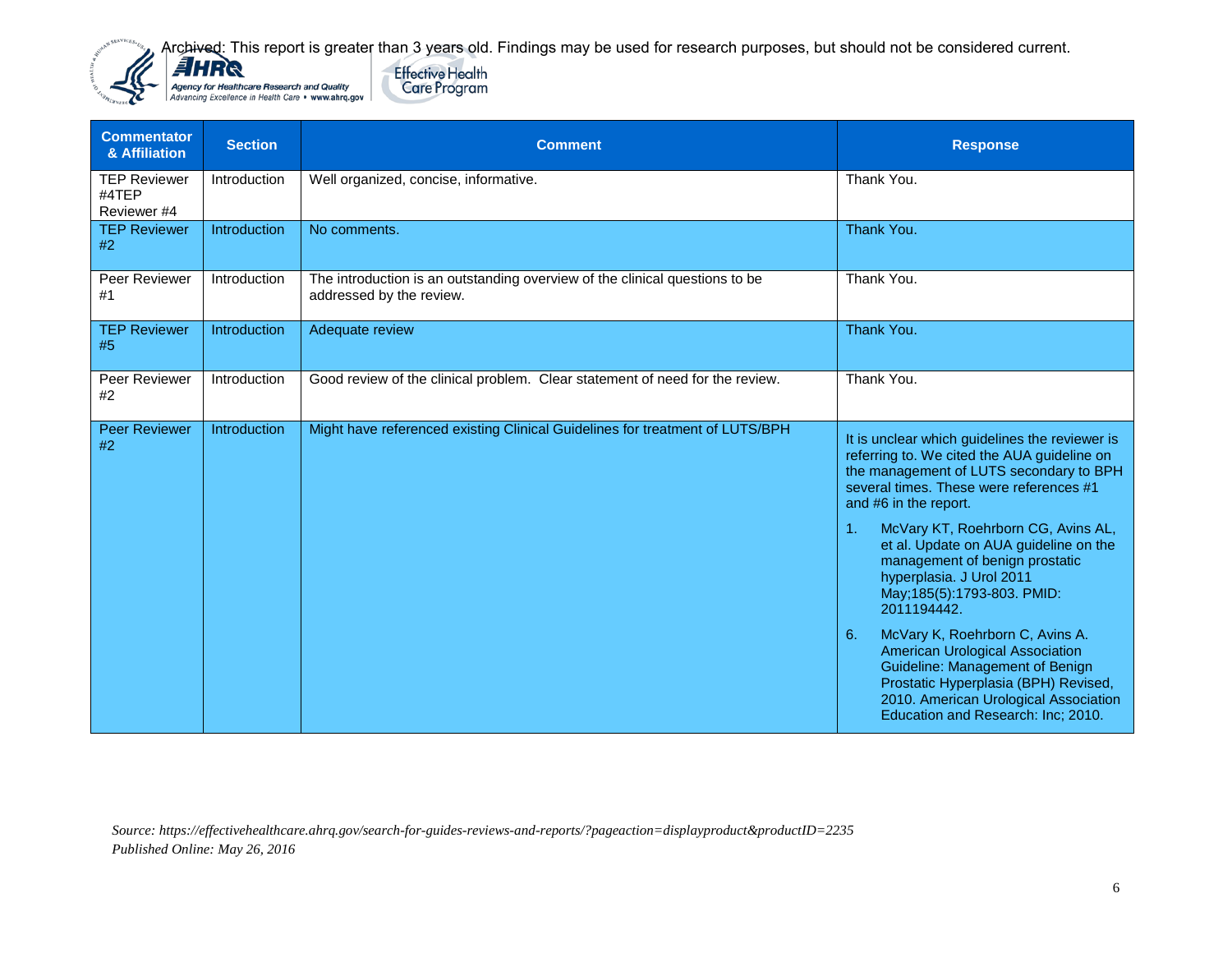Archived: This report is greater than 3 years old. Findings may be used for research purposes, but should not be considered current.

| Commentator & Affiliation | Section | Comment | Response |
|---|---|---|---|
| TEP Reviewer #4TEP Reviewer #4 | Introduction | Well organized, concise, informative. | Thank You. |
| TEP Reviewer #2 | Introduction | No comments. | Thank You. |
| Peer Reviewer #1 | Introduction | The introduction is an outstanding overview of the clinical questions to be addressed by the review. | Thank You. |
| TEP Reviewer #5 | Introduction | Adequate review | Thank You. |
| Peer Reviewer #2 | Introduction | Good review of the clinical problem. Clear statement of need for the review. | Thank You. |
| Peer Reviewer #2 | Introduction | Might have referenced existing Clinical Guidelines for treatment of LUTS/BPH | It is unclear which guidelines the reviewer is referring to. We cited the AUA guideline on the management of LUTS secondary to BPH several times. These were references #1 and #6 in the report.<br>1. McVary KT, Roehrborn CG, Avins AL, et al. Update on AUA guideline on the management of benign prostatic hyperplasia. J Urol 2011 May;185(5):1793-803. PMID: 2011194442.<br>6. McVary K, Roehrborn C, Avins A. American Urological Association Guideline: Management of Benign Prostatic Hyperplasia (BPH) Revised, 2010. American Urological Association Education and Research: Inc; 2010. |

*Source: https://effectivehealthcare.ahrq.gov/search-for-guides-reviews-and-reports/?pageaction=displayproduct&productID=2235*
*Published Online: May 26, 2016*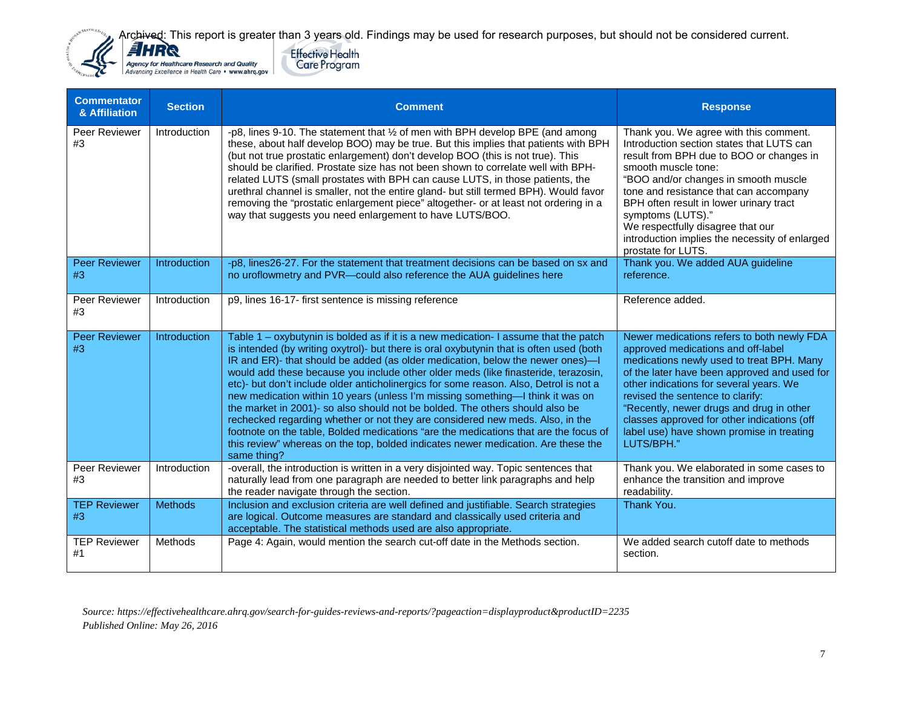Archived: This report is greater than 3 years old. Findings may be used for research purposes, but should not be considered current.

| Commentator & Affiliation | Section | Comment | Response |
|---|---|---|---|
| Peer Reviewer #3 | Introduction | -p8, lines 9-10. The statement that ½ of men with BPH develop BPE (and among these, about half develop BOO) may be true. But this implies that patients with BPH (but not true prostatic enlargement) don't develop BOO (this is not true). This should be clarified. Prostate size has not been shown to correlate well with BPH-related LUTS (small prostates with BPH can cause LUTS, in those patients, the urethral channel is smaller, not the entire gland- but still termed BPH). Would favor removing the "prostatic enlargement piece" altogether- or at least not ordering in a way that suggests you need enlargement to have LUTS/BOO. | Thank you. We agree with this comment. Introduction section states that LUTS can result from BPH due to BOO or changes in smooth muscle tone: "BOO and/or changes in smooth muscle tone and resistance that can accompany BPH often result in lower urinary tract symptoms (LUTS)." We respectfully disagree that our introduction implies the necessity of enlarged prostate for LUTS. |
| Peer Reviewer #3 | Introduction | -p8, lines26-27. For the statement that treatment decisions can be based on sx and no uroflowmetry and PVR—could also reference the AUA guidelines here | Thank you. We added AUA guideline reference. |
| Peer Reviewer #3 | Introduction | p9, lines 16-17- first sentence is missing reference | Reference added. |
| Peer Reviewer #3 | Introduction | Table 1 – oxybutynin is bolded as if it is a new medication- I assume that the patch is intended (by writing oxytrol)- but there is oral oxybutynin that is often used (both IR and ER)- that should be added (as older medication, below the newer ones)—I would add these because you include other older meds (like finasteride, terazosin, etc)- but don't include older anticholinergics for some reason. Also, Detrol is not a new medication within 10 years (unless I'm missing something—I think it was on the market in 2001)- so also should not be bolded. The others should also be rechecked regarding whether or not they are considered new meds. Also, in the footnote on the table, Bolded medications "are the medications that are the focus of this review" whereas on the top, bolded indicates newer medication. Are these the same thing? | Newer medications refers to both newly FDA approved medications and off-label medications newly used to treat BPH. Many of the later have been approved and used for other indications for several years. We revised the sentence to clarify: "Recently, newer drugs and drug in other classes approved for other indications (off label use) have shown promise in treating LUTS/BPH." |
| Peer Reviewer #3 | Introduction | -overall, the introduction is written in a very disjointed way. Topic sentences that naturally lead from one paragraph are needed to better link paragraphs and help the reader navigate through the section. | Thank you. We elaborated in some cases to enhance the transition and improve readability. |
| TEP Reviewer #3 | Methods | Inclusion and exclusion criteria are well defined and justifiable. Search strategies are logical. Outcome measures are standard and classically used criteria and acceptable. The statistical methods used are also appropriate. | Thank You. |
| TEP Reviewer #1 | Methods | Page 4: Again, would mention the search cut-off date in the Methods section. | We added search cutoff date to methods section. |

*Source: https://effectivehealthcare.ahrq.gov/search-for-guides-reviews-and-reports/?pageaction=displayproduct&productID=2235*
*Published Online: May 26, 2016*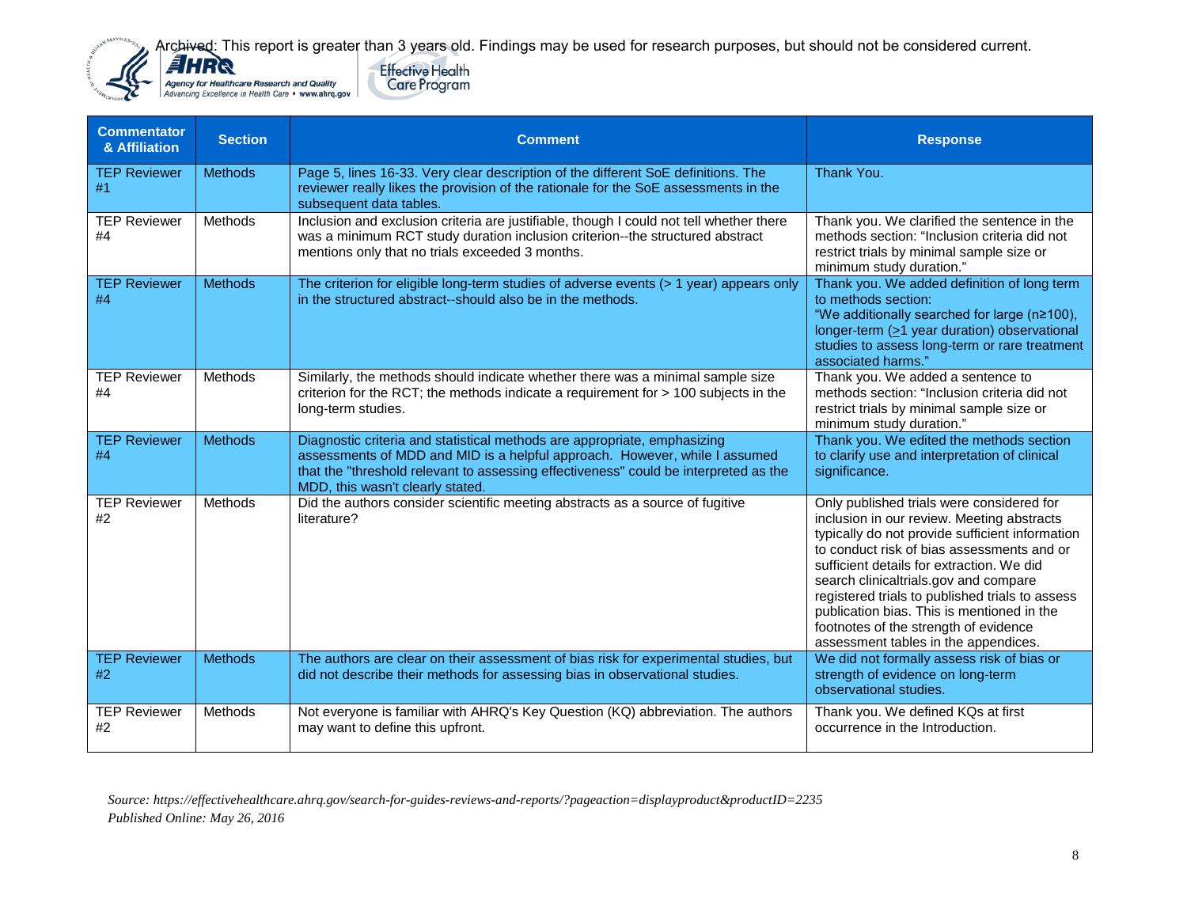Archived: This report is greater than 3 years old. Findings may be used for research purposes, but should not be considered current.

| Commentator & Affiliation | Section | Comment | Response |
|---|---|---|---|
| TEP Reviewer #1 | Methods | Page 5, lines 16-33. Very clear description of the different SoE definitions. The reviewer really likes the provision of the rationale for the SoE assessments in the subsequent data tables. | Thank You. |
| TEP Reviewer #4 | Methods | Inclusion and exclusion criteria are justifiable, though I could not tell whether there was a minimum RCT study duration inclusion criterion--the structured abstract mentions only that no trials exceeded 3 months. | Thank you. We clarified the sentence in the methods section: "Inclusion criteria did not restrict trials by minimal sample size or minimum study duration." |
| TEP Reviewer #4 | Methods | The criterion for eligible long-term studies of adverse events (> 1 year) appears only in the structured abstract--should also be in the methods. | Thank you. We added definition of long term to methods section: "We additionally searched for large (n≥100), longer-term (≥1 year duration) observational studies to assess long-term or rare treatment associated harms." |
| TEP Reviewer #4 | Methods | Similarly, the methods should indicate whether there was a minimal sample size criterion for the RCT; the methods indicate a requirement for > 100 subjects in the long-term studies. | Thank you. We added a sentence to methods section: "Inclusion criteria did not restrict trials by minimal sample size or minimum study duration." |
| TEP Reviewer #4 | Methods | Diagnostic criteria and statistical methods are appropriate, emphasizing assessments of MDD and MID is a helpful approach. However, while I assumed that the "threshold relevant to assessing effectiveness" could be interpreted as the MDD, this wasn't clearly stated. | Thank you. We edited the methods section to clarify use and interpretation of clinical significance. |
| TEP Reviewer #2 | Methods | Did the authors consider scientific meeting abstracts as a source of fugitive literature? | Only published trials were considered for inclusion in our review. Meeting abstracts typically do not provide sufficient information to conduct risk of bias assessments and or sufficient details for extraction. We did search clinicaltrials.gov and compare registered trials to published trials to assess publication bias. This is mentioned in the footnotes of the strength of evidence assessment tables in the appendices. |
| TEP Reviewer #2 | Methods | The authors are clear on their assessment of bias risk for experimental studies, but did not describe their methods for assessing bias in observational studies. | We did not formally assess risk of bias or strength of evidence on long-term observational studies. |
| TEP Reviewer #2 | Methods | Not everyone is familiar with AHRQ's Key Question (KQ) abbreviation. The authors may want to define this upfront. | Thank you. We defined KQs at first occurrence in the Introduction. |

*Source: https://effectivehealthcare.ahrq.gov/search-for-guides-reviews-and-reports/?pageaction=displayproduct&productID=2235*
*Published Online: May 26, 2016*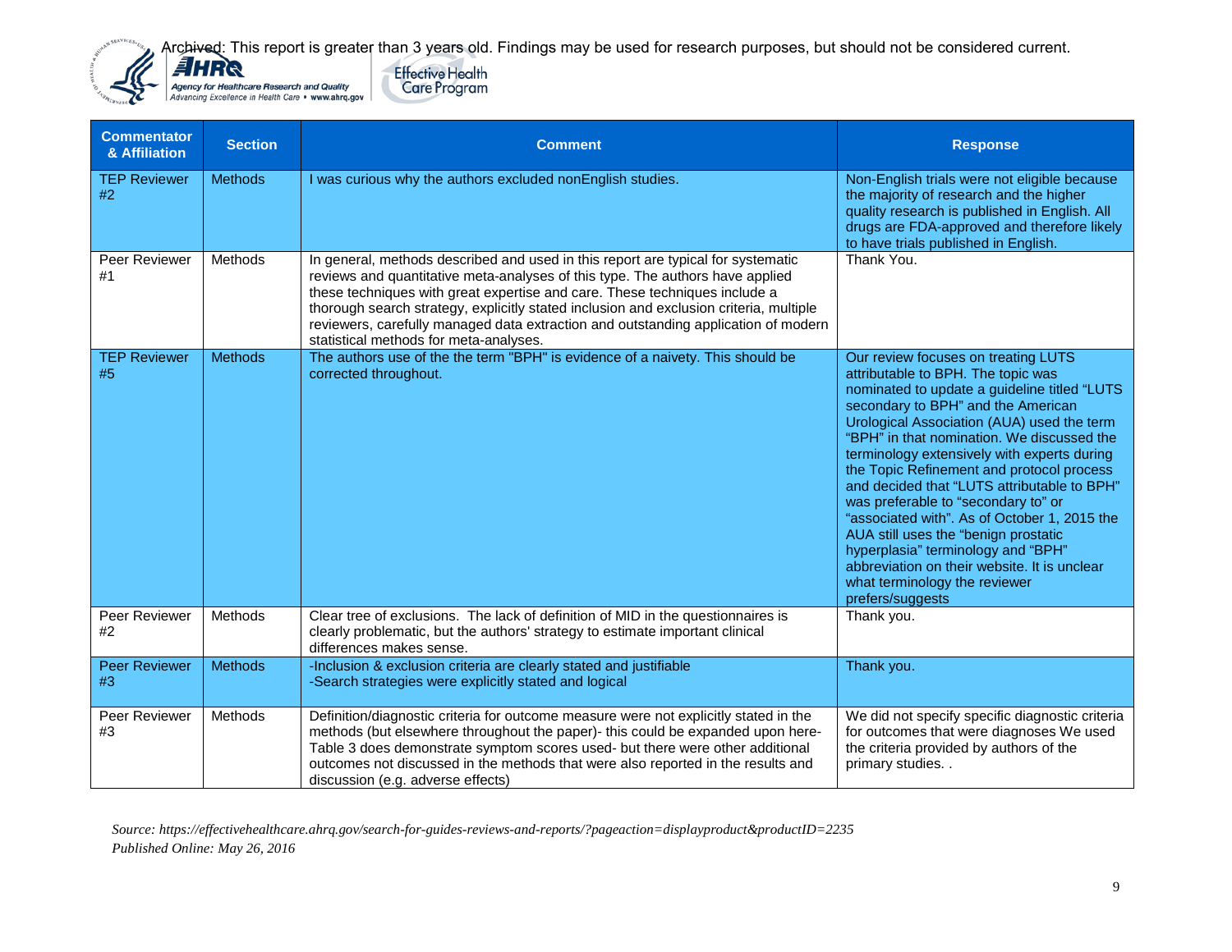Archived: This report is greater than 3 years old. Findings may be used for research purposes, but should not be considered current.

| Commentator & Affiliation | Section | Comment | Response |
| --- | --- | --- | --- |
| TEP Reviewer #2 | Methods | I was curious why the authors excluded nonEnglish studies. | Non-English trials were not eligible because the majority of research and the higher quality research is published in English. All drugs are FDA-approved and therefore likely to have trials published in English. |
| Peer Reviewer #1 | Methods | In general, methods described and used in this report are typical for systematic reviews and quantitative meta-analyses of this type. The authors have applied these techniques with great expertise and care. These techniques include a thorough search strategy, explicitly stated inclusion and exclusion criteria, multiple reviewers, carefully managed data extraction and outstanding application of modern statistical methods for meta-analyses. | Thank You. |
| TEP Reviewer #5 | Methods | The authors use of the the term "BPH" is evidence of a naivety. This should be corrected throughout. | Our review focuses on treating LUTS attributable to BPH. The topic was nominated to update a guideline titled "LUTS secondary to BPH" and the American Urological Association (AUA) used the term "BPH" in that nomination. We discussed the terminology extensively with experts during the Topic Refinement and protocol process and decided that "LUTS attributable to BPH" was preferable to "secondary to" or "associated with". As of October 1, 2015 the AUA still uses the "benign prostatic hyperplasia" terminology and "BPH" abbreviation on their website. It is unclear what terminology the reviewer prefers/suggests |
| Peer Reviewer #2 | Methods | Clear tree of exclusions. The lack of definition of MID in the questionnaires is clearly problematic, but the authors' strategy to estimate important clinical differences makes sense. | Thank you. |
| Peer Reviewer #3 | Methods | -Inclusion & exclusion criteria are clearly stated and justifiable<br>-Search strategies were explicitly stated and logical | Thank you. |
| Peer Reviewer #3 | Methods | Definition/diagnostic criteria for outcome measure were not explicitly stated in the methods (but elsewhere throughout the paper)- this could be expanded upon here- Table 3 does demonstrate symptom scores used- but there were other additional outcomes not discussed in the methods that were also reported in the results and discussion (e.g. adverse effects) | We did not specify specific diagnostic criteria for outcomes that were diagnoses We used the criteria provided by authors of the primary studies. . |

*Source: https://effectivehealthcare.ahrq.gov/search-for-guides-reviews-and-reports/?pageaction=displayproduct&productID=2235*
*Published Online: May 26, 2016*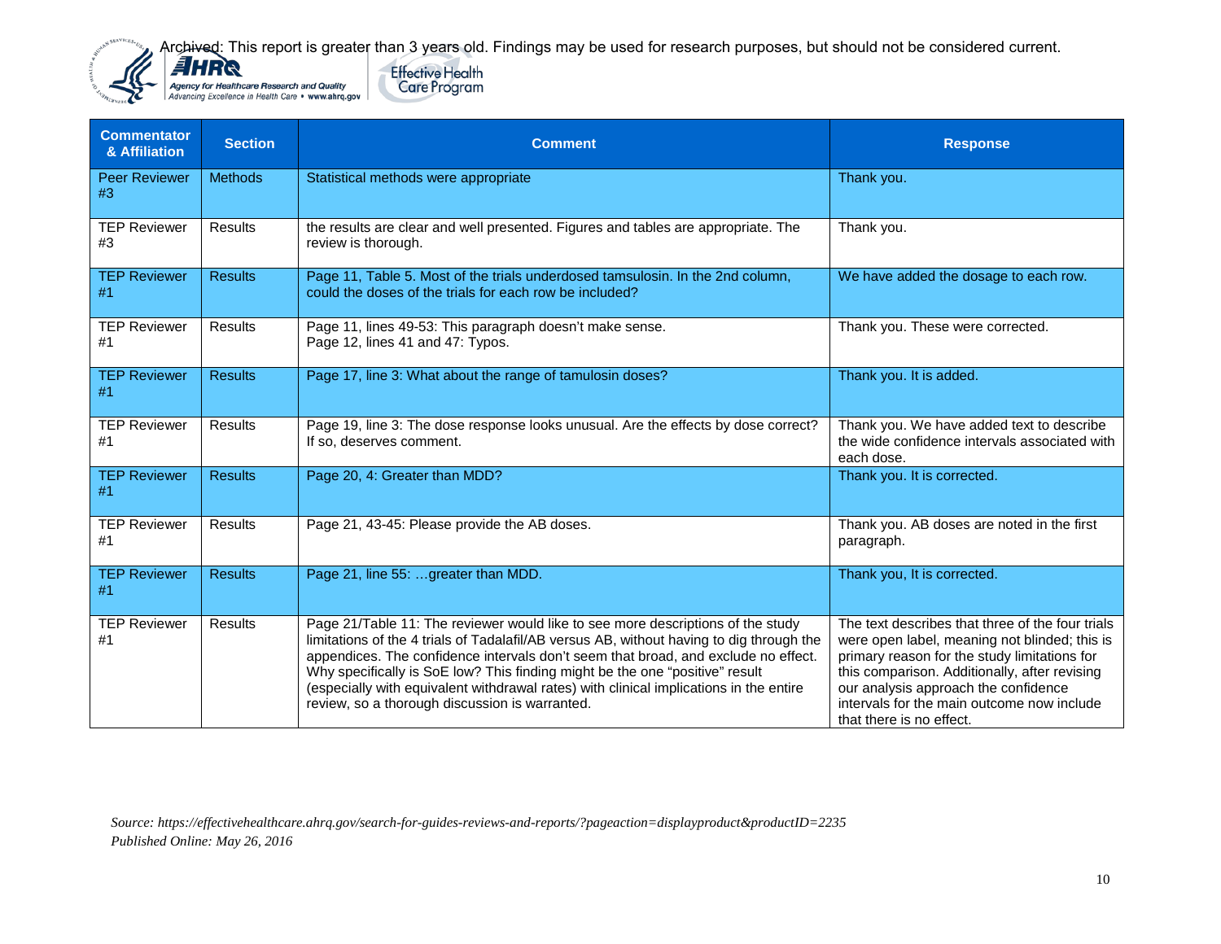Archived: This report is greater than 3 years old. Findings may be used for research purposes, but should not be considered current.

| Commentator & Affiliation | Section | Comment | Response |
|---|---|---|---|
| Peer Reviewer #3 | Methods | Statistical methods were appropriate | Thank you. |
| TEP Reviewer #3 | Results | the results are clear and well presented. Figures and tables are appropriate. The review is thorough. | Thank you. |
| TEP Reviewer #1 | Results | Page 11, Table 5. Most of the trials underdosed tamsulosin. In the 2nd column, could the doses of the trials for each row be included? | We have added the dosage to each row. |
| TEP Reviewer #1 | Results | Page 11, lines 49-53: This paragraph doesn't make sense.<br>Page 12, lines 41 and 47: Typos. | Thank you. These were corrected. |
| TEP Reviewer #1 | Results | Page 17, line 3: What about the range of tamulosin doses? | Thank you. It is added. |
| TEP Reviewer #1 | Results | Page 19, line 3: The dose response looks unusual. Are the effects by dose correct? If so, deserves comment. | Thank you. We have added text to describe the wide confidence intervals associated with each dose. |
| TEP Reviewer #1 | Results | Page 20, 4: Greater than MDD? | Thank you. It is corrected. |
| TEP Reviewer #1 | Results | Page 21, 43-45: Please provide the AB doses. | Thank you. AB doses are noted in the first paragraph. |
| TEP Reviewer #1 | Results | Page 21, line 55: …greater than MDD. | Thank you, It is corrected. |
| TEP Reviewer #1 | Results | Page 21/Table 11: The reviewer would like to see more descriptions of the study limitations of the 4 trials of Tadalafil/AB versus AB, without having to dig through the appendices. The confidence intervals don't seem that broad, and exclude no effect. Why specifically is SoE low? This finding might be the one "positive" result (especially with equivalent withdrawal rates) with clinical implications in the entire review, so a thorough discussion is warranted. | The text describes that three of the four trials were open label, meaning not blinded; this is primary reason for the study limitations for this comparison. Additionally, after revising our analysis approach the confidence intervals for the main outcome now include that there is no effect. |

*Source: https://effectivehealthcare.ahrq.gov/search-for-guides-reviews-and-reports/?pageaction=displayproduct&productID=2235*
*Published Online: May 26, 2016*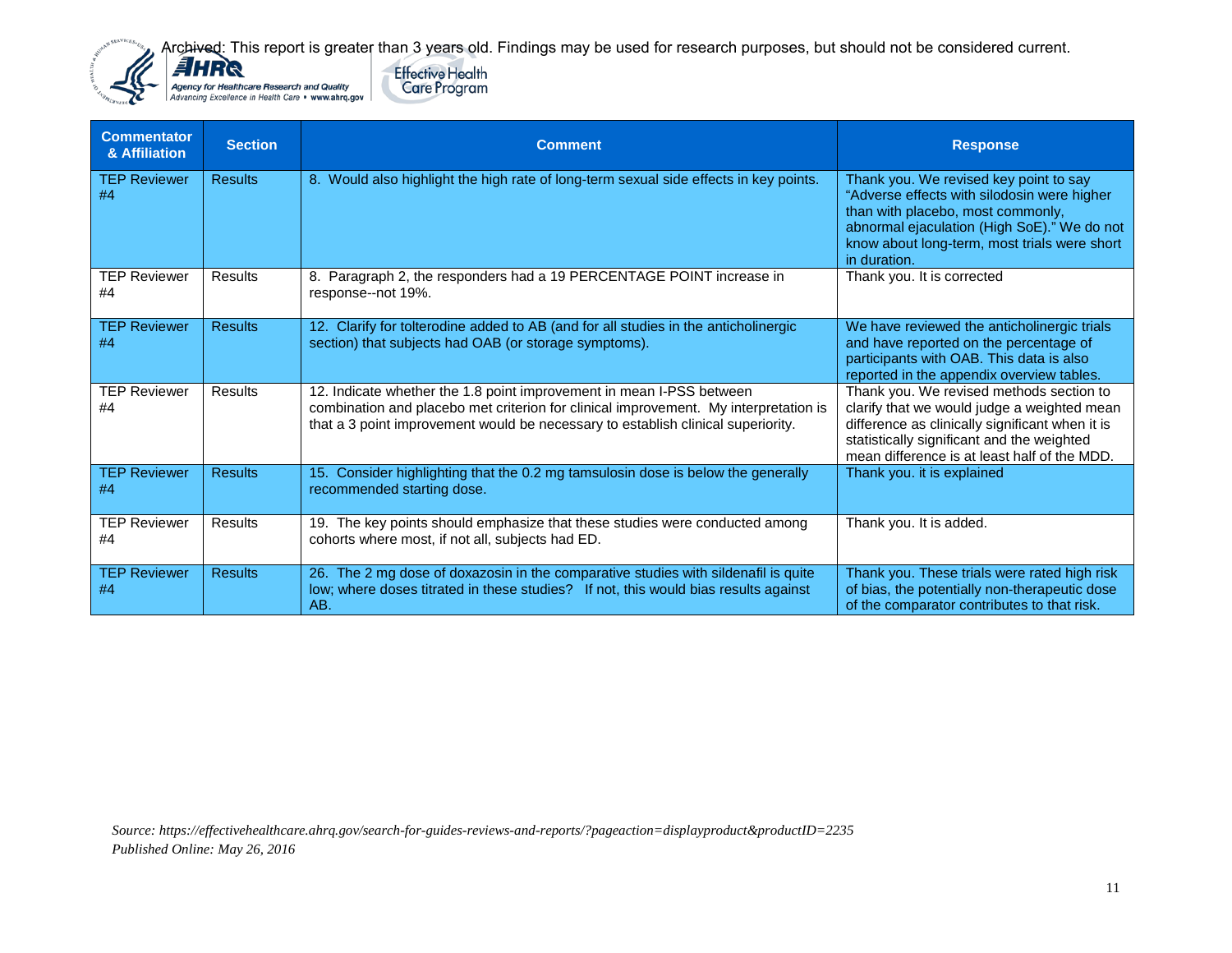Archived: This report is greater than 3 years old. Findings may be used for research purposes, but should not be considered current.

| Commentator & Affiliation | Section | Comment | Response |
|---|---|---|---|
| TEP Reviewer #4 | Results | 8. Would also highlight the high rate of long-term sexual side effects in key points. | Thank you. We revised key point to say "Adverse effects with silodosin were higher than with placebo, most commonly, abnormal ejaculation (High SoE)." We do not know about long-term, most trials were short in duration. |
| TEP Reviewer #4 | Results | 8. Paragraph 2, the responders had a 19 PERCENTAGE POINT increase in response--not 19%. | Thank you. It is corrected |
| TEP Reviewer #4 | Results | 12. Clarify for tolterodine added to AB (and for all studies in the anticholinergic section) that subjects had OAB (or storage symptoms). | We have reviewed the anticholinergic trials and have reported on the percentage of participants with OAB. This data is also reported in the appendix overview tables. |
| TEP Reviewer #4 | Results | 12. Indicate whether the 1.8 point improvement in mean I-PSS between combination and placebo met criterion for clinical improvement. My interpretation is that a 3 point improvement would be necessary to establish clinical superiority. | Thank you. We revised methods section to clarify that we would judge a weighted mean difference as clinically significant when it is statistically significant and the weighted mean difference is at least half of the MDD. |
| TEP Reviewer #4 | Results | 15. Consider highlighting that the 0.2 mg tamsulosin dose is below the generally recommended starting dose. | Thank you. it is explained |
| TEP Reviewer #4 | Results | 19. The key points should emphasize that these studies were conducted among cohorts where most, if not all, subjects had ED. | Thank you. It is added. |
| TEP Reviewer #4 | Results | 26. The 2 mg dose of doxazosin in the comparative studies with sildenafil is quite low; where doses titrated in these studies? If not, this would bias results against AB. | Thank you. These trials were rated high risk of bias, the potentially non-therapeutic dose of the comparator contributes to that risk. |

*Source: https://effectivehealthcare.ahrq.gov/search-for-guides-reviews-and-reports/?pageaction=displayproduct&productID=2235*
*Published Online: May 26, 2016*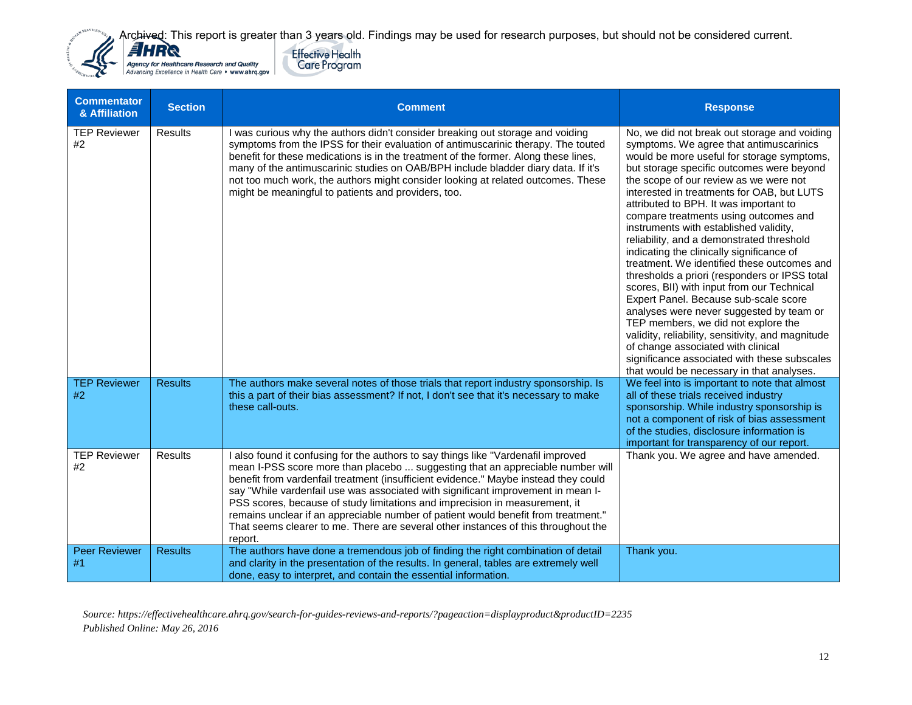Archived: This report is greater than 3 years old. Findings may be used for research purposes, but should not be considered current.

| Commentator & Affiliation | Section | Comment | Response |
|---|---|---|---|
| TEP Reviewer #2 | Results | I was curious why the authors didn't consider breaking out storage and voiding symptoms from the IPSS for their evaluation of antimuscarinic therapy. The touted benefit for these medications is in the treatment of the former. Along these lines, many of the antimuscarinic studies on OAB/BPH include bladder diary data. If it's not too much work, the authors might consider looking at related outcomes. These might be meaningful to patients and providers, too. | No, we did not break out storage and voiding symptoms. We agree that antimuscarinics would be more useful for storage symptoms, but storage specific outcomes were beyond the scope of our review as we were not interested in treatments for OAB, but LUTS attributed to BPH. It was important to compare treatments using outcomes and instruments with established validity, reliability, and a demonstrated threshold indicating the clinically significance of treatment. We identified these outcomes and thresholds a priori (responders or IPSS total scores, BII) with input from our Technical Expert Panel. Because sub-scale score analyses were never suggested by team or TEP members, we did not explore the validity, reliability, sensitivity, and magnitude of change associated with clinical significance associated with these subscales that would be necessary in that analyses. |
| TEP Reviewer #2 | Results | The authors make several notes of those trials that report industry sponsorship. Is this a part of their bias assessment? If not, I don't see that it's necessary to make these call-outs. | We feel into is important to note that almost all of these trials received industry sponsorship. While industry sponsorship is not a component of risk of bias assessment of the studies, disclosure information is important for transparency of our report. |
| TEP Reviewer #2 | Results | I also found it confusing for the authors to say things like "Vardenafil improved mean I-PSS score more than placebo ... suggesting that an appreciable number will benefit from vardenfail treatment (insufficient evidence." Maybe instead they could say "While vardenfail use was associated with significant improvement in mean I-PSS scores, because of study limitations and imprecision in measurement, it remains unclear if an appreciable number of patient would benefit from treatment." That seems clearer to me. There are several other instances of this throughout the report. | Thank you. We agree and have amended. |
| Peer Reviewer #1 | Results | The authors have done a tremendous job of finding the right combination of detail and clarity in the presentation of the results. In general, tables are extremely well done, easy to interpret, and contain the essential information. | Thank you. |

*Source: https://effectivehealthcare.ahrq.gov/search-for-guides-reviews-and-reports/?pageaction=displayproduct&productID=2235*
*Published Online: May 26, 2016*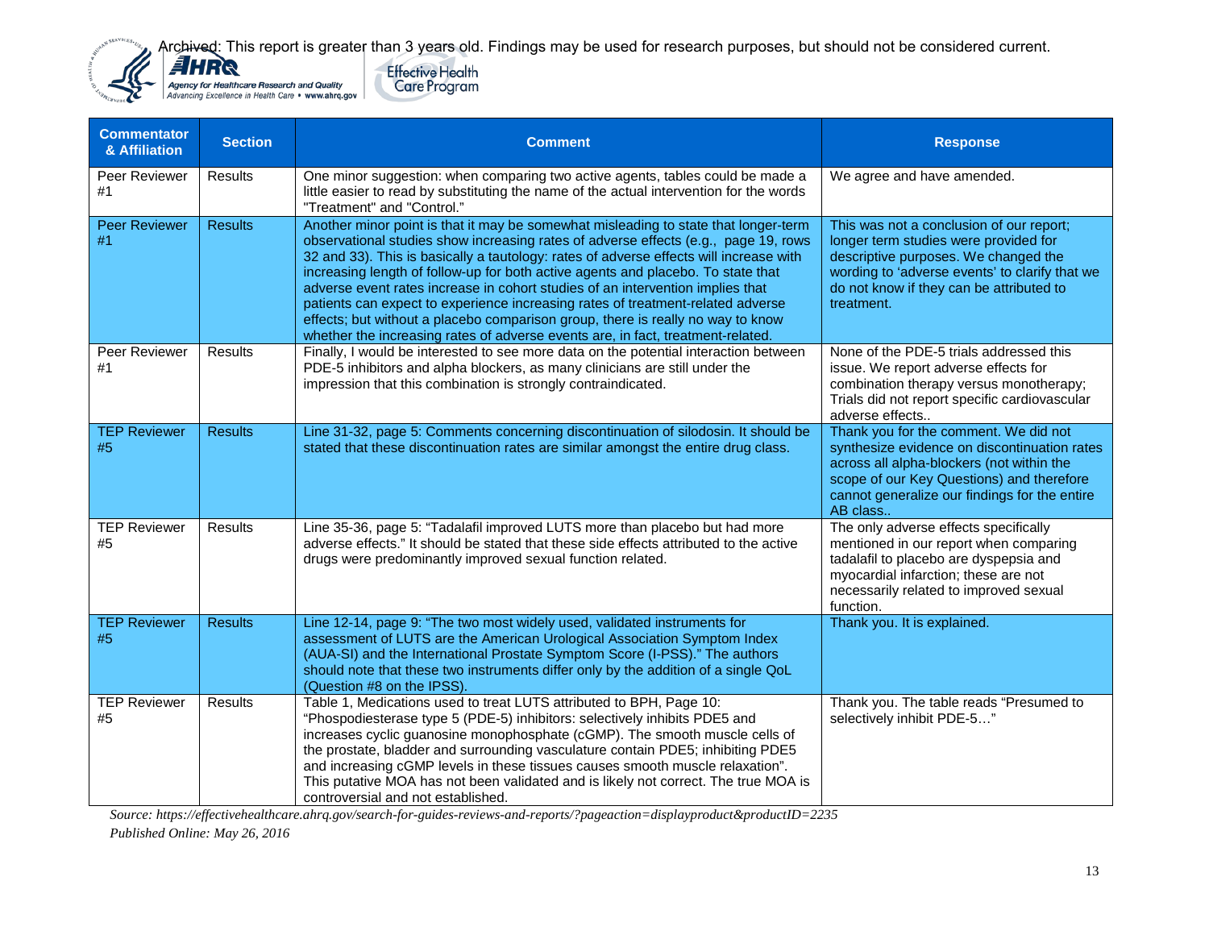Archived: This report is greater than 3 years old. Findings may be used for research purposes, but should not be considered current.

| Commentator & Affiliation | Section | Comment | Response |
|---|---|---|---|
| Peer Reviewer #1 | Results | One minor suggestion: when comparing two active agents, tables could be made a little easier to read by substituting the name of the actual intervention for the words "Treatment" and "Control." | We agree and have amended. |
| Peer Reviewer #1 | Results | Another minor point is that it may be somewhat misleading to state that longer-term observational studies show increasing rates of adverse effects (e.g., page 19, rows 32 and 33). This is basically a tautology: rates of adverse effects will increase with increasing length of follow-up for both active agents and placebo. To state that adverse event rates increase in cohort studies of an intervention implies that patients can expect to experience increasing rates of treatment-related adverse effects; but without a placebo comparison group, there is really no way to know whether the increasing rates of adverse events are, in fact, treatment-related. | This was not a conclusion of our report; longer term studies were provided for descriptive purposes. We changed the wording to 'adverse events' to clarify that we do not know if they can be attributed to treatment. |
| Peer Reviewer #1 | Results | Finally, I would be interested to see more data on the potential interaction between PDE-5 inhibitors and alpha blockers, as many clinicians are still under the impression that this combination is strongly contraindicated. | None of the PDE-5 trials addressed this issue. We report adverse effects for combination therapy versus monotherapy; Trials did not report specific cardiovascular adverse effects.. |
| TEP Reviewer #5 | Results | Line 31-32, page 5: Comments concerning discontinuation of silodosin. It should be stated that these discontinuation rates are similar amongst the entire drug class. | Thank you for the comment. We did not synthesize evidence on discontinuation rates across all alpha-blockers (not within the scope of our Key Questions) and therefore cannot generalize our findings for the entire AB class.. |
| TEP Reviewer #5 | Results | Line 35-36, page 5: "Tadalafil improved LUTS more than placebo but had more adverse effects." It should be stated that these side effects attributed to the active drugs were predominantly improved sexual function related. | The only adverse effects specifically mentioned in our report when comparing tadalafil to placebo are dyspepsia and myocardial infarction; these are not necessarily related to improved sexual function. |
| TEP Reviewer #5 | Results | Line 12-14, page 9: "The two most widely used, validated instruments for assessment of LUTS are the American Urological Association Symptom Index (AUA-SI) and the International Prostate Symptom Score (I-PSS)." The authors should note that these two instruments differ only by the addition of a single QoL (Question #8 on the IPSS). | Thank you. It is explained. |
| TEP Reviewer #5 | Results | Table 1, Medications used to treat LUTS attributed to BPH, Page 10: "Phospodiesterase type 5 (PDE-5) inhibitors: selectively inhibits PDE5 and increases cyclic guanosine monophosphate (cGMP). The smooth muscle cells of the prostate, bladder and surrounding vasculature contain PDE5; inhibiting PDE5 and increasing cGMP levels in these tissues causes smooth muscle relaxation". This putative MOA has not been validated and is likely not correct. The true MOA is controversial and not established. | Thank you. The table reads "Presumed to selectively inhibit PDE-5…" |

*Source: https://effectivehealthcare.ahrq.gov/search-for-guides-reviews-and-reports/?pageaction=displayproduct&productID=2235*
*Published Online: May 26, 2016*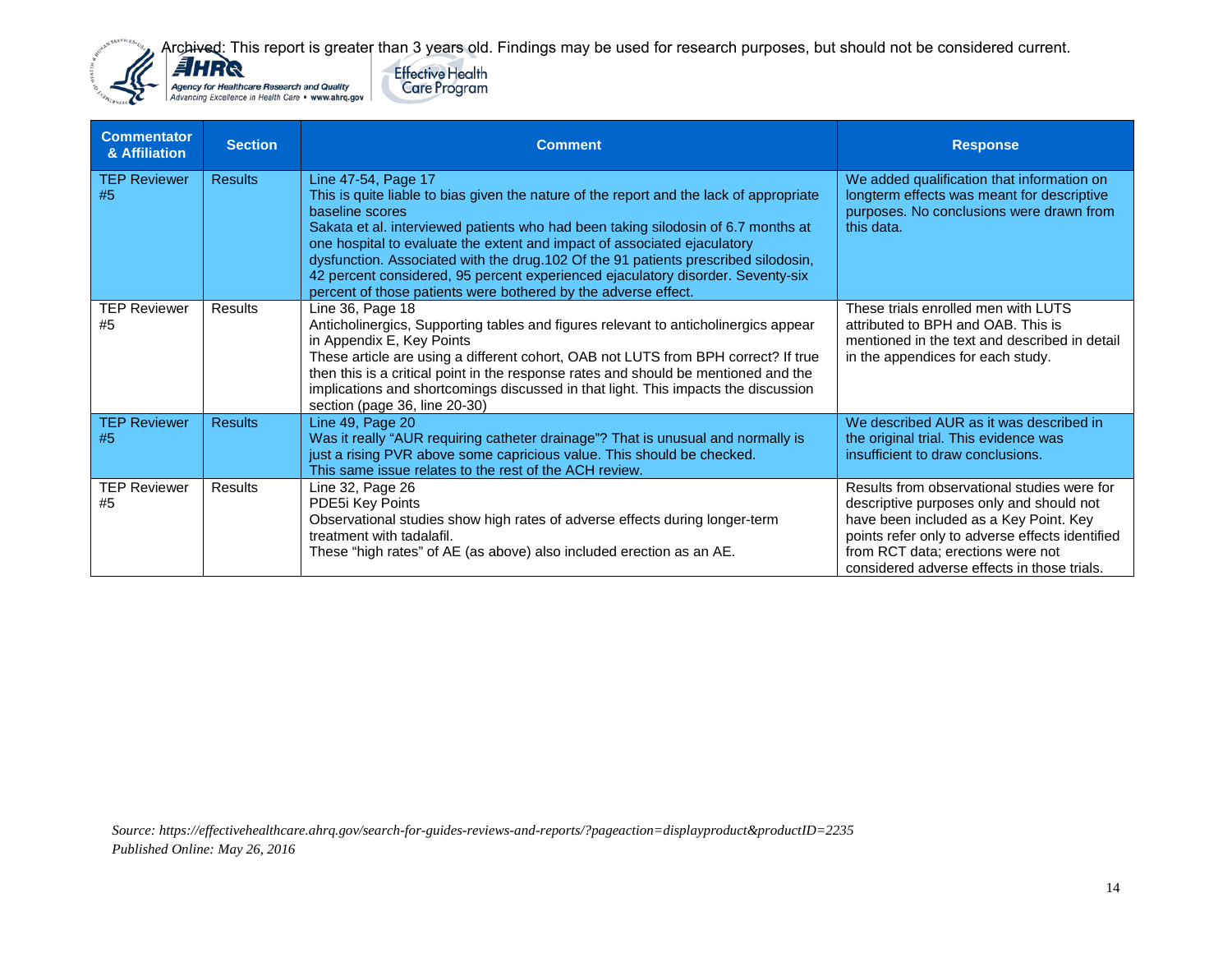Archived: This report is greater than 3 years old. Findings may be used for research purposes, but should not be considered current.

| Commentator & Affiliation | Section | Comment | Response |
|---|---|---|---|
| TEP Reviewer #5 | Results | Line 47-54, Page 17<br>This is quite liable to bias given the nature of the report and the lack of appropriate baseline scores<br>Sakata et al. interviewed patients who had been taking silodosin of 6.7 months at one hospital to evaluate the extent and impact of associated ejaculatory dysfunction. Associated with the drug.102 Of the 91 patients prescribed silodosin, 42 percent considered, 95 percent experienced ejaculatory disorder. Seventy-six percent of those patients were bothered by the adverse effect. | We added qualification that information on longterm effects was meant for descriptive purposes. No conclusions were drawn from this data. |
| TEP Reviewer #5 | Results | Line 36, Page 18<br>Anticholinergics, Supporting tables and figures relevant to anticholinergics appear in Appendix E, Key Points<br>These article are using a different cohort, OAB not LUTS from BPH correct? If true then this is a critical point in the response rates and should be mentioned and the implications and shortcomings discussed in that light. This impacts the discussion section (page 36, line 20-30) | These trials enrolled men with LUTS attributed to BPH and OAB. This is mentioned in the text and described in detail in the appendices for each study. |
| TEP Reviewer #5 | Results | Line 49, Page 20<br>Was it really "AUR requiring catheter drainage"? That is unusual and normally is just a rising PVR above some capricious value. This should be checked.<br>This same issue relates to the rest of the ACH review. | We described AUR as it was described in the original trial. This evidence was insufficient to draw conclusions. |
| TEP Reviewer #5 | Results | Line 32, Page 26<br>PDE5i Key Points<br>Observational studies show high rates of adverse effects during longer-term treatment with tadalafil.<br>These "high rates" of AE (as above) also included erection as an AE. | Results from observational studies were for descriptive purposes only and should not have been included as a Key Point. Key points refer only to adverse effects identified from RCT data; erections were not considered adverse effects in those trials. |

*Source: https://effectivehealthcare.ahrq.gov/search-for-guides-reviews-and-reports/?pageaction=displayproduct&productID=2235*
*Published Online: May 26, 2016*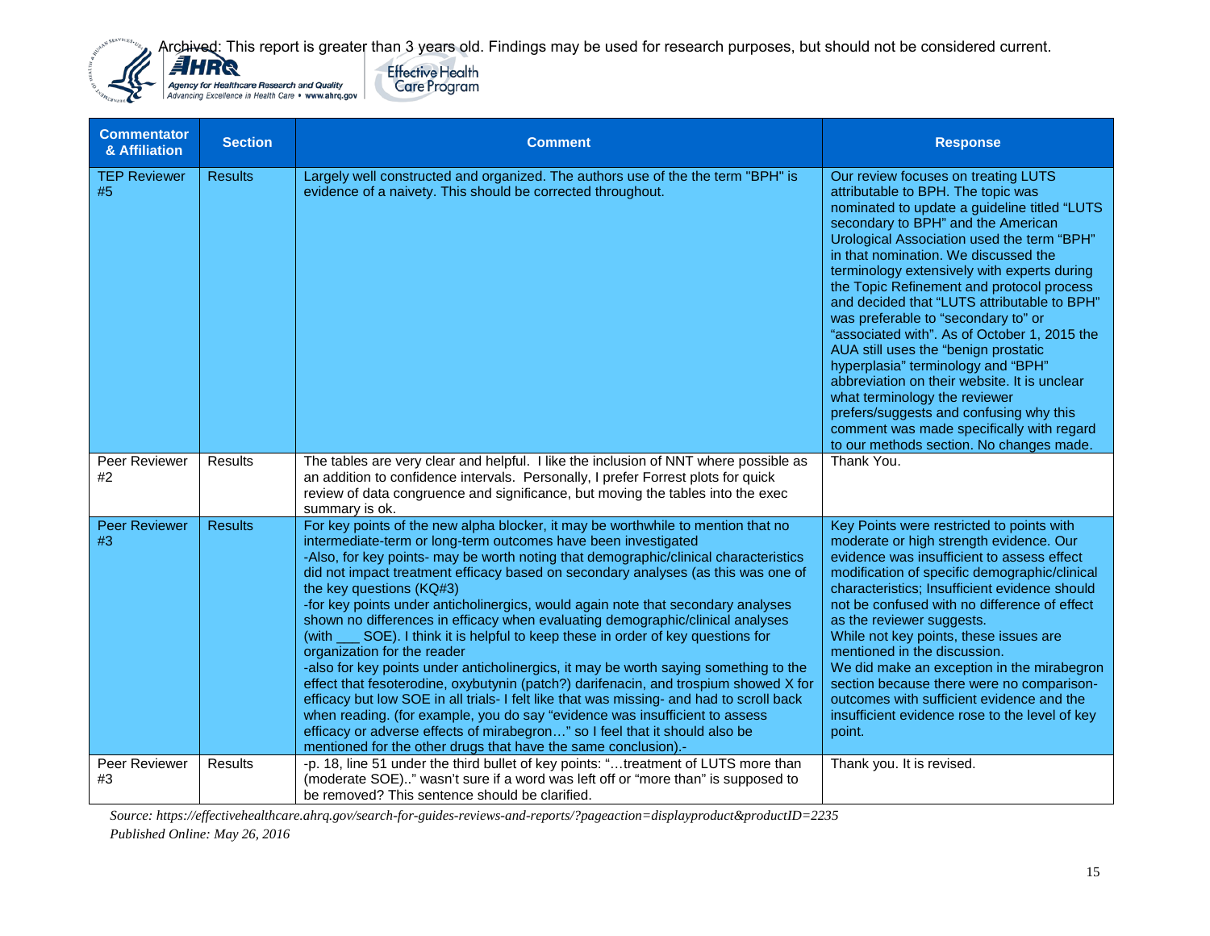| Commentator & Affiliation | Section | Comment | Response |
|---|---|---|---|
| TEP Reviewer #5 | Results | Largely well constructed and organized. The authors use of the the term "BPH" is evidence of a naivety. This should be corrected throughout. | Our review focuses on treating LUTS attributable to BPH. The topic was nominated to update a guideline titled "LUTS secondary to BPH" and the American Urological Association used the term "BPH" in that nomination. We discussed the terminology extensively with experts during the Topic Refinement and protocol process and decided that "LUTS attributable to BPH" was preferable to "secondary to" or "associated with". As of October 1, 2015 the AUA still uses the "benign prostatic hyperplasia" terminology and "BPH" abbreviation on their website. It is unclear what terminology the reviewer prefers/suggests and confusing why this comment was made specifically with regard to our methods section. No changes made. |
| Peer Reviewer #2 | Results | The tables are very clear and helpful. I like the inclusion of NNT where possible as an addition to confidence intervals. Personally, I prefer Forrest plots for quick review of data congruence and significance, but moving the tables into the exec summary is ok. | Thank You. |
| Peer Reviewer #3 | Results | For key points of the new alpha blocker, it may be worthwhile to mention that no intermediate-term or long-term outcomes have been investigated<br>-Also, for key points- may be worth noting that demographic/clinical characteristics did not impact treatment efficacy based on secondary analyses (as this was one of the key questions (KQ#3)<br>-for key points under anticholinergics, would again note that secondary analyses shown no differences in efficacy when evaluating demographic/clinical analyses (with ___ SOE). I think it is helpful to keep these in order of key questions for organization for the reader<br>-also for key points under anticholinergics, it may be worth saying something to the effect that fesoterodine, oxybutynin (patch?) darifenacin, and trospium showed X for efficacy but low SOE in all trials- I felt like that was missing- and had to scroll back when reading. (for example, you do say "evidence was insufficient to assess efficacy or adverse effects of mirabegron…" so I feel that it should also be mentioned for the other drugs that have the same conclusion).- | Key Points were restricted to points with moderate or high strength evidence. Our evidence was insufficient to assess effect modification of specific demographic/clinical characteristics; Insufficient evidence should not be confused with no difference of effect as the reviewer suggests.<br>While not key points, these issues are mentioned in the discussion.<br>We did make an exception in the mirabegron section because there were no comparison-outcomes with sufficient evidence and the insufficient evidence rose to the level of key point. |
| Peer Reviewer #3 | Results | -p. 18, line 51 under the third bullet of key points: "…treatment of LUTS more than (moderate SOE).." wasn't sure if a word was left off or "more than" is supposed to be removed? This sentence should be clarified. | Thank you. It is revised. |

*Source: https://effectivehealthcare.ahrq.gov/search-for-guides-reviews-and-reports/?pageaction=displayproduct&productID=2235*
*Published Online: May 26, 2016*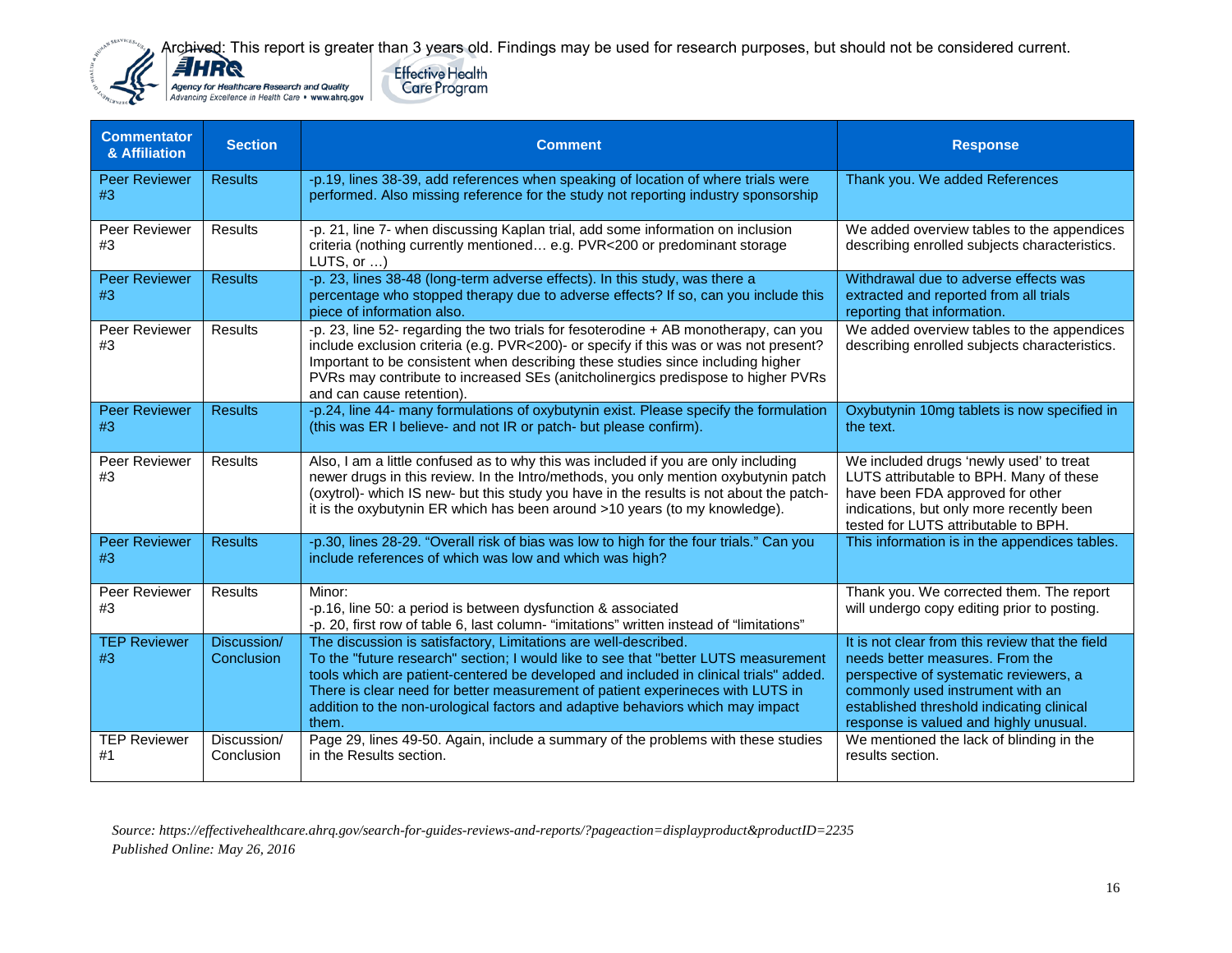Archived: This report is greater than 3 years old. Findings may be used for research purposes, but should not be considered current.

| Commentator & Affiliation | Section | Comment | Response |
|---|---|---|---|
| Peer Reviewer #3 | Results | -p.19, lines 38-39, add references when speaking of location of where trials were performed. Also missing reference for the study not reporting industry sponsorship | Thank you. We added References |
| Peer Reviewer #3 | Results | -p. 21, line 7- when discussing Kaplan trial, add some information on inclusion criteria (nothing currently mentioned… e.g. PVR<200 or predominant storage LUTS, or …) | We added overview tables to the appendices describing enrolled subjects characteristics. |
| Peer Reviewer #3 | Results | -p. 23, lines 38-48 (long-term adverse effects). In this study, was there a percentage who stopped therapy due to adverse effects? If so, can you include this piece of information also. | Withdrawal due to adverse effects was extracted and reported from all trials reporting that information. |
| Peer Reviewer #3 | Results | -p. 23, line 52- regarding the two trials for fesoterodine + AB monotherapy, can you include exclusion criteria (e.g. PVR<200)- or specify if this was or was not present? Important to be consistent when describing these studies since including higher PVRs may contribute to increased SEs (anitcholinergics predispose to higher PVRs and can cause retention). | We added overview tables to the appendices describing enrolled subjects characteristics. |
| Peer Reviewer #3 | Results | -p.24, line 44- many formulations of oxybutynin exist. Please specify the formulation (this was ER I believe- and not IR or patch- but please confirm). | Oxybutynin 10mg tablets is now specified in the text. |
| Peer Reviewer #3 | Results | Also, I am a little confused as to why this was included if you are only including newer drugs in this review. In the Intro/methods, you only mention oxybutynin patch (oxytrol)- which IS new- but this study you have in the results is not about the patch- it is the oxybutynin ER which has been around >10 years (to my knowledge). | We included drugs 'newly used' to treat LUTS attributable to BPH. Many of these have been FDA approved for other indications, but only more recently been tested for LUTS attributable to BPH. |
| Peer Reviewer #3 | Results | -p.30, lines 28-29. "Overall risk of bias was low to high for the four trials." Can you include references of which was low and which was high? | This information is in the appendices tables. |
| Peer Reviewer #3 | Results | Minor:<br>-p.16, line 50: a period is between dysfunction & associated<br>-p. 20, first row of table 6, last column- "imitations" written instead of "limitations" | Thank you. We corrected them. The report will undergo copy editing prior to posting. |
| TEP Reviewer #3 | Discussion/ Conclusion | The discussion is satisfactory, Limitations are well-described.<br>To the "future research" section; I would like to see that "better LUTS measurement tools which are patient-centered be developed and included in clinical trials" added. There is clear need for better measurement of patient experineces with LUTS in addition to the non-urological factors and adaptive behaviors which may impact them. | It is not clear from this review that the field needs better measures. From the perspective of systematic reviewers, a commonly used instrument with an established threshold indicating clinical response is valued and highly unusual. |
| TEP Reviewer #1 | Discussion/ Conclusion | Page 29, lines 49-50. Again, include a summary of the problems with these studies in the Results section. | We mentioned the lack of blinding in the results section. |

*Source: https://effectivehealthcare.ahrq.gov/search-for-guides-reviews-and-reports/?pageaction=displayproduct&productID=2235*
*Published Online: May 26, 2016*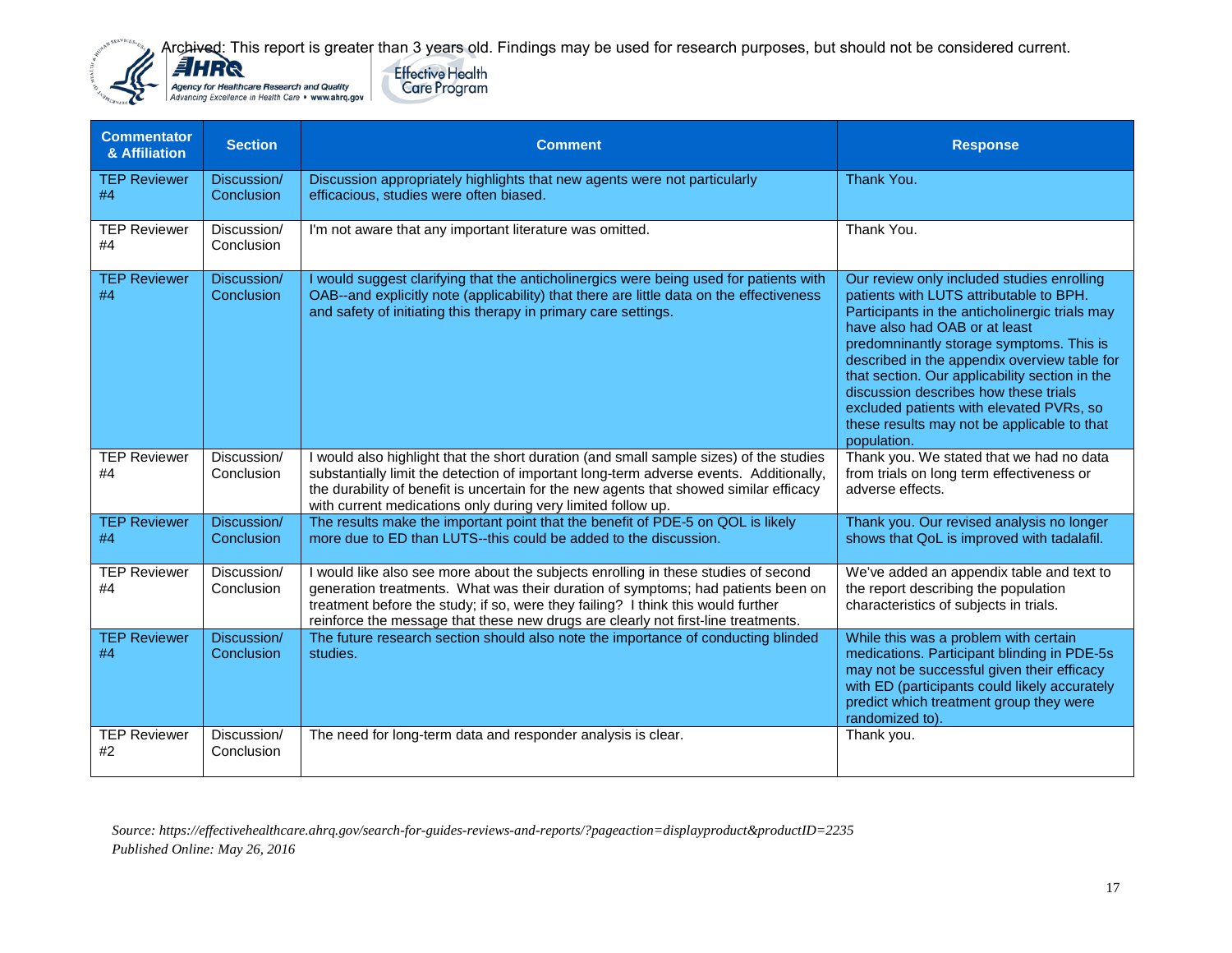Archived: This report is greater than 3 years old. Findings may be used for research purposes, but should not be considered current.

| Commentator & Affiliation | Section | Comment | Response |
|---|---|---|---|
| TEP Reviewer #4 | Discussion/ Conclusion | Discussion appropriately highlights that new agents were not particularly efficacious, studies were often biased. | Thank You. |
| TEP Reviewer #4 | Discussion/ Conclusion | I'm not aware that any important literature was omitted. | Thank You. |
| TEP Reviewer #4 | Discussion/ Conclusion | I would suggest clarifying that the anticholinergics were being used for patients with OAB--and explicitly note (applicability) that there are little data on the effectiveness and safety of initiating this therapy in primary care settings. | Our review only included studies enrolling patients with LUTS attributable to BPH. Participants in the anticholinergic trials may have also had OAB or at least predomninantly storage symptoms. This is described in the appendix overview table for that section. Our applicability section in the discussion describes how these trials excluded patients with elevated PVRs, so these results may not be applicable to that population. |
| TEP Reviewer #4 | Discussion/ Conclusion | I would also highlight that the short duration (and small sample sizes) of the studies substantially limit the detection of important long-term adverse events. Additionally, the durability of benefit is uncertain for the new agents that showed similar efficacy with current medications only during very limited follow up. | Thank you. We stated that we had no data from trials on long term effectiveness or adverse effects. |
| TEP Reviewer #4 | Discussion/ Conclusion | The results make the important point that the benefit of PDE-5 on QOL is likely more due to ED than LUTS--this could be added to the discussion. | Thank you. Our revised analysis no longer shows that QoL is improved with tadalafil. |
| TEP Reviewer #4 | Discussion/ Conclusion | I would like also see more about the subjects enrolling in these studies of second generation treatments. What was their duration of symptoms; had patients been on treatment before the study; if so, were they failing? I think this would further reinforce the message that these new drugs are clearly not first-line treatments. | We've added an appendix table and text to the report describing the population characteristics of subjects in trials. |
| TEP Reviewer #4 | Discussion/ Conclusion | The future research section should also note the importance of conducting blinded studies. | While this was a problem with certain medications. Participant blinding in PDE-5s may not be successful given their efficacy with ED (participants could likely accurately predict which treatment group they were randomized to). |
| TEP Reviewer #2 | Discussion/ Conclusion | The need for long-term data and responder analysis is clear. | Thank you. |

*Source: https://effectivehealthcare.ahrq.gov/search-for-guides-reviews-and-reports/?pageaction=displayproduct&productID=2235*
*Published Online: May 26, 2016*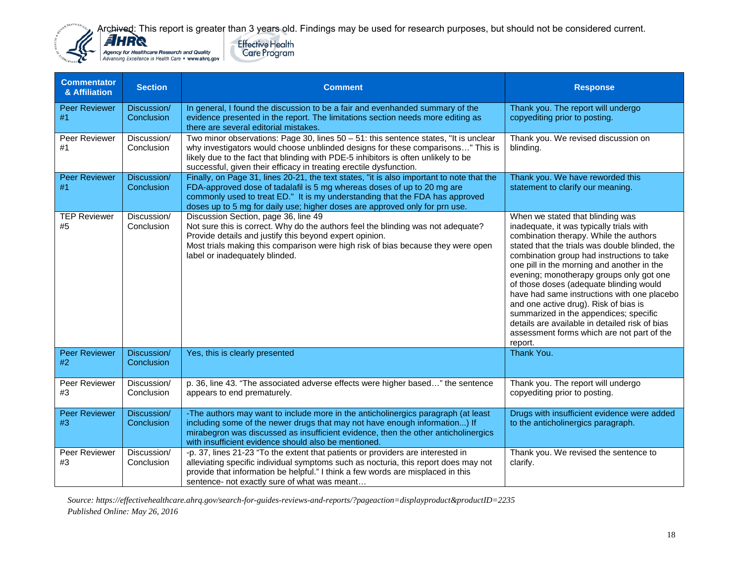Archived: This report is greater than 3 years old. Findings may be used for research purposes, but should not be considered current.

| Commentator & Affiliation | Section | Comment | Response |
|---|---|---|---|
| Peer Reviewer #1 | Discussion/ Conclusion | In general, I found the discussion to be a fair and evenhanded summary of the evidence presented in the report. The limitations section needs more editing as there are several editorial mistakes. | Thank you. The report will undergo copyediting prior to posting. |
| Peer Reviewer #1 | Discussion/ Conclusion | Two minor observations: Page 30, lines 50 – 51: this sentence states, "It is unclear why investigators would choose unblinded designs for these comparisons…" This is likely due to the fact that blinding with PDE-5 inhibitors is often unlikely to be successful, given their efficacy in treating erectile dysfunction. | Thank you. We revised discussion on blinding. |
| Peer Reviewer #1 | Discussion/ Conclusion | Finally, on Page 31, lines 20-21, the text states, "it is also important to note that the FDA-approved dose of tadalafil is 5 mg whereas doses of up to 20 mg are commonly used to treat ED." It is my understanding that the FDA has approved doses up to 5 mg for daily use; higher doses are approved only for prn use. | Thank you. We have reworded this statement to clarify our meaning. |
| TEP Reviewer #5 | Discussion/ Conclusion | Discussion Section, page 36, line 49<br>Not sure this is correct. Why do the authors feel the blinding was not adequate? Provide details and justify this beyond expert opinion.<br>Most trials making this comparison were high risk of bias because they were open label or inadequately blinded. | When we stated that blinding was inadequate, it was typically trials with combination therapy. While the authors stated that the trials was double blinded, the combination group had instructions to take one pill in the morning and another in the evening; monotherapy groups only got one of those doses (adequate blinding would have had same instructions with one placebo and one active drug). Risk of bias is summarized in the appendices; specific details are available in detailed risk of bias assessment forms which are not part of the report. |
| Peer Reviewer #2 | Discussion/ Conclusion | Yes, this is clearly presented | Thank You. |
| Peer Reviewer #3 | Discussion/ Conclusion | p. 36, line 43. "The associated adverse effects were higher based…" the sentence appears to end prematurely. | Thank you. The report will undergo copyediting prior to posting. |
| Peer Reviewer #3 | Discussion/ Conclusion | -The authors may want to include more in the anticholinergics paragraph (at least including some of the newer drugs that may not have enough information...) If mirabegron was discussed as insufficient evidence, then the other anticholinergics with insufficient evidence should also be mentioned. | Drugs with insufficient evidence were added to the anticholinergics paragraph. |
| Peer Reviewer #3 | Discussion/ Conclusion | -p. 37, lines 21-23 "To the extent that patients or providers are interested in alleviating specific individual symptoms such as nocturia, this report does may not provide that information be helpful." I think a few words are misplaced in this sentence- not exactly sure of what was meant… | Thank you. We revised the sentence to clarify. |

*Source: https://effectivehealthcare.ahrq.gov/search-for-guides-reviews-and-reports/?pageaction=displayproduct&productID=2235*
*Published Online: May 26, 2016*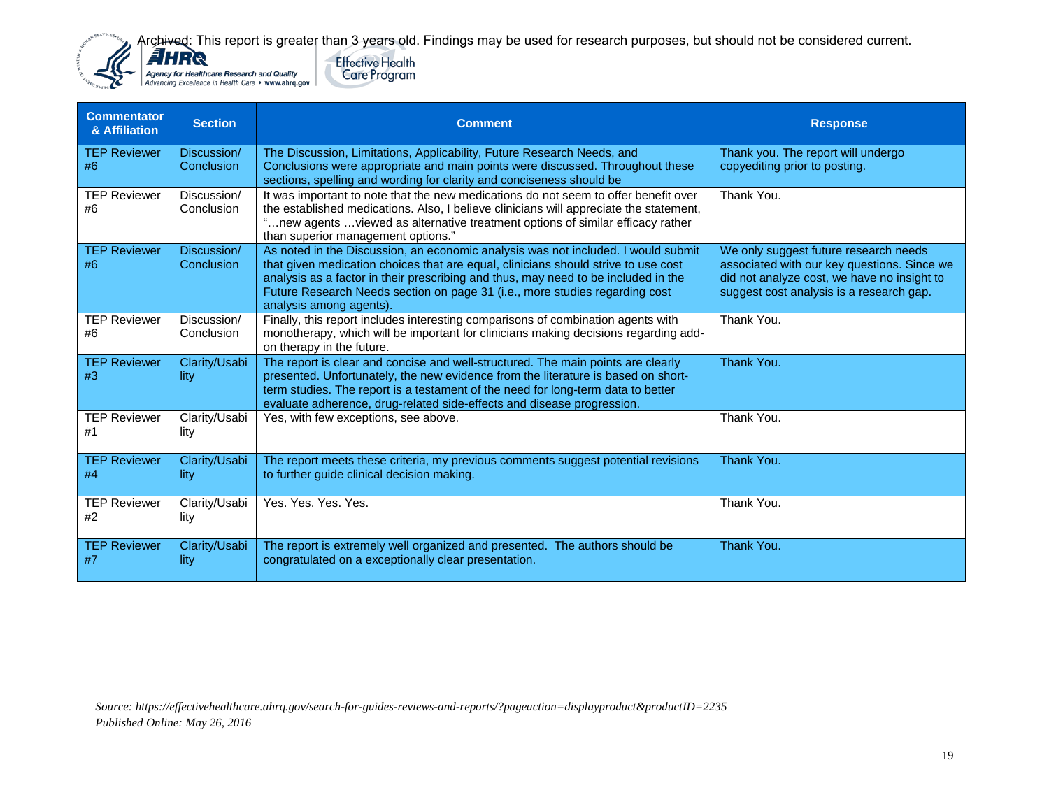Archived: This report is greater than 3 years old. Findings may be used for research purposes, but should not be considered current.

| Commentator & Affiliation | Section | Comment | Response |
|---|---|---|---|
| TEP Reviewer #6 | Discussion/ Conclusion | The Discussion, Limitations, Applicability, Future Research Needs, and Conclusions were appropriate and main points were discussed. Throughout these sections, spelling and wording for clarity and conciseness should be | Thank you. The report will undergo copyediting prior to posting. |
| TEP Reviewer #6 | Discussion/ Conclusion | It was important to note that the new medications do not seem to offer benefit over the established medications. Also, I believe clinicians will appreciate the statement, "…new agents …viewed as alternative treatment options of similar efficacy rather than superior management options." | Thank You. |
| TEP Reviewer #6 | Discussion/ Conclusion | As noted in the Discussion, an economic analysis was not included. I would submit that given medication choices that are equal, clinicians should strive to use cost analysis as a factor in their prescribing and thus, may need to be included in the Future Research Needs section on page 31 (i.e., more studies regarding cost analysis among agents). | We only suggest future research needs associated with our key questions. Since we did not analyze cost, we have no insight to suggest cost analysis is a research gap. |
| TEP Reviewer #6 | Discussion/ Conclusion | Finally, this report includes interesting comparisons of combination agents with monotherapy, which will be important for clinicians making decisions regarding add-on therapy in the future. | Thank You. |
| TEP Reviewer #3 | Clarity/Usability | The report is clear and concise and well-structured. The main points are clearly presented. Unfortunately, the new evidence from the literature is based on short-term studies. The report is a testament of the need for long-term data to better evaluate adherence, drug-related side-effects and disease progression. | Thank You. |
| TEP Reviewer #1 | Clarity/Usability | Yes, with few exceptions, see above. | Thank You. |
| TEP Reviewer #4 | Clarity/Usability | The report meets these criteria, my previous comments suggest potential revisions to further guide clinical decision making. | Thank You. |
| TEP Reviewer #2 | Clarity/Usability | Yes. Yes. Yes. Yes. | Thank You. |
| TEP Reviewer #7 | Clarity/Usability | The report is extremely well organized and presented. The authors should be congratulated on a exceptionally clear presentation. | Thank You. |

*Source: https://effectivehealthcare.ahrq.gov/search-for-guides-reviews-and-reports/?pageaction=displayproduct&productID=2235*
*Published Online: May 26, 2016*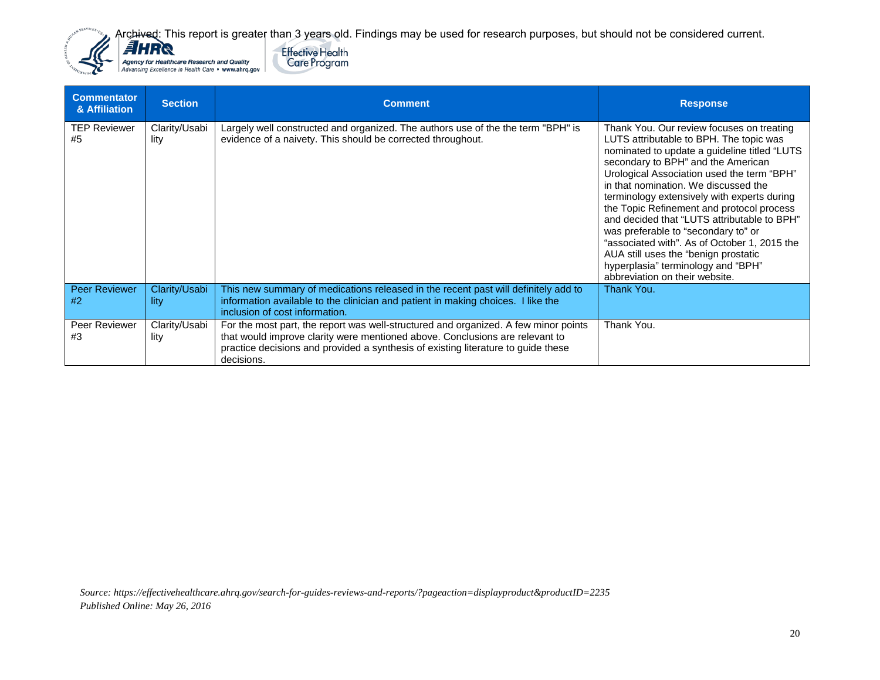Archived: This report is greater than 3 years old. Findings may be used for research purposes, but should not be considered current.

| Commentator & Affiliation | Section | Comment | Response |
|---|---|---|---|
| TEP Reviewer #5 | Clarity/Usability | Largely well constructed and organized. The authors use of the the term "BPH" is evidence of a naivety. This should be corrected throughout. | Thank You. Our review focuses on treating LUTS attributable to BPH. The topic was nominated to update a guideline titled "LUTS secondary to BPH" and the American Urological Association used the term "BPH" in that nomination. We discussed the terminology extensively with experts during the Topic Refinement and protocol process and decided that "LUTS attributable to BPH" was preferable to "secondary to" or "associated with". As of October 1, 2015 the AUA still uses the "benign prostatic hyperplasia" terminology and "BPH" abbreviation on their website. |
| Peer Reviewer #2 | Clarity/Usability | This new summary of medications released in the recent past will definitely add to information available to the clinician and patient in making choices. I like the inclusion of cost information. | Thank You. |
| Peer Reviewer #3 | Clarity/Usability | For the most part, the report was well-structured and organized. A few minor points that would improve clarity were mentioned above. Conclusions are relevant to practice decisions and provided a synthesis of existing literature to guide these decisions. | Thank You. |

*Source: https://effectivehealthcare.ahrq.gov/search-for-guides-reviews-and-reports/?pageaction=displayproduct&productID=2235*
*Published Online: May 26, 2016*